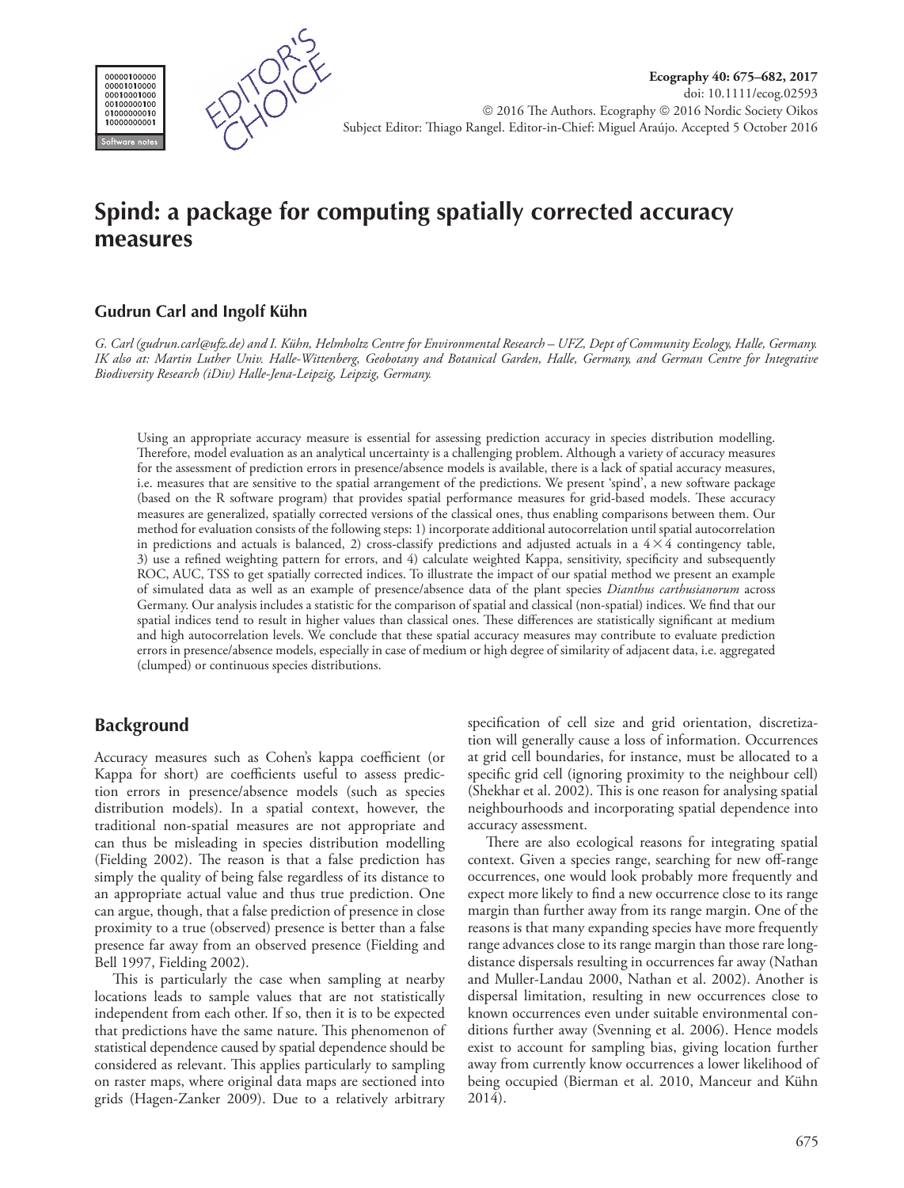# Spind: a package for computing spatially corrected accuracy measures

**Gudrun Carl and Ingolf Kühn**

*G. Carl (gudrun.carl@ufz.de) and I. Kühn, Helmholtz Centre for Environmental Research – UFZ, Dept of Community Ecology, Halle, Germany. IK also at: Martin Luther Univ. Halle-Wittenberg, Geobotany and Botanical Garden, Halle, Germany, and German Centre for Integrative Biodiversity Research (iDiv) Halle-Jena-Leipzig, Leipzig, Germany.*

Using an appropriate accuracy measure is essential for assessing prediction accuracy in species distribution modelling. Therefore, model evaluation as an analytical uncertainty is a challenging problem. Although a variety of accuracy measures for the assessment of prediction errors in presence/absence models is available, there is a lack of spatial accuracy measures, i.e. measures that are sensitive to the spatial arrangement of the predictions. We present 'spind', a new software package (based on the R software program) that provides spatial performance measures for grid-based models. These accuracy measures are generalized, spatially corrected versions of the classical ones, thus enabling comparisons between them. Our method for evaluation consists of the following steps: 1) incorporate additional autocorrelation until spatial autocorrelation in predictions and actuals is balanced, 2) cross-classify predictions and adjusted actuals in a $4 \times 4$ contingency table, 3) use a refined weighting pattern for errors, and 4) calculate weighted Kappa, sensitivity, specificity and subsequently ROC, AUC, TSS to get spatially corrected indices. To illustrate the impact of our spatial method we present an example of simulated data as well as an example of presence/absence data of the plant species *Dianthus carthusianorum* across Germany. Our analysis includes a statistic for the comparison of spatial and classical (non-spatial) indices. We find that our spatial indices tend to result in higher values than classical ones. These differences are statistically significant at medium and high autocorrelation levels. We conclude that these spatial accuracy measures may contribute to evaluate prediction errors in presence/absence models, especially in case of medium or high degree of similarity of adjacent data, i.e. aggregated (clumped) or continuous species distributions.

## Background

Accuracy measures such as Cohen's kappa coefficient (or Kappa for short) are coefficients useful to assess prediction errors in presence/absence models (such as species distribution models). In a spatial context, however, the traditional non-spatial measures are not appropriate and can thus be misleading in species distribution modelling (Fielding 2002). The reason is that a false prediction has simply the quality of being false regardless of its distance to an appropriate actual value and thus true prediction. One can argue, though, that a false prediction of presence in close proximity to a true (observed) presence is better than a false presence far away from an observed presence (Fielding and Bell 1997, Fielding 2002).

This is particularly the case when sampling at nearby locations leads to sample values that are not statistically independent from each other. If so, then it is to be expected that predictions have the same nature. This phenomenon of statistical dependence caused by spatial dependence should be considered as relevant. This applies particularly to sampling on raster maps, where original data maps are sectioned into grids (Hagen-Zanker 2009). Due to a relatively arbitrary specification of cell size and grid orientation, discretization will generally cause a loss of information. Occurrences at grid cell boundaries, for instance, must be allocated to a specific grid cell (ignoring proximity to the neighbour cell) (Shekhar et al. 2002). This is one reason for analysing spatial neighbourhoods and incorporating spatial dependence into accuracy assessment.

There are also ecological reasons for integrating spatial context. Given a species range, searching for new off-range occurrences, one would look probably more frequently and expect more likely to find a new occurrence close to its range margin than further away from its range margin. One of the reasons is that many expanding species have more frequently range advances close to its range margin than those rare long-distance dispersals resulting in occurrences far away (Nathan and Muller-Landau 2000, Nathan et al. 2002). Another is dispersal limitation, resulting in new occurrences close to known occurrences even under suitable environmental conditions further away (Svenning et al. 2006). Hence models exist to account for sampling bias, giving location further away from currently know occurrences a lower likelihood of being occupied (Bierman et al. 2010, Manceur and Kühn 2014).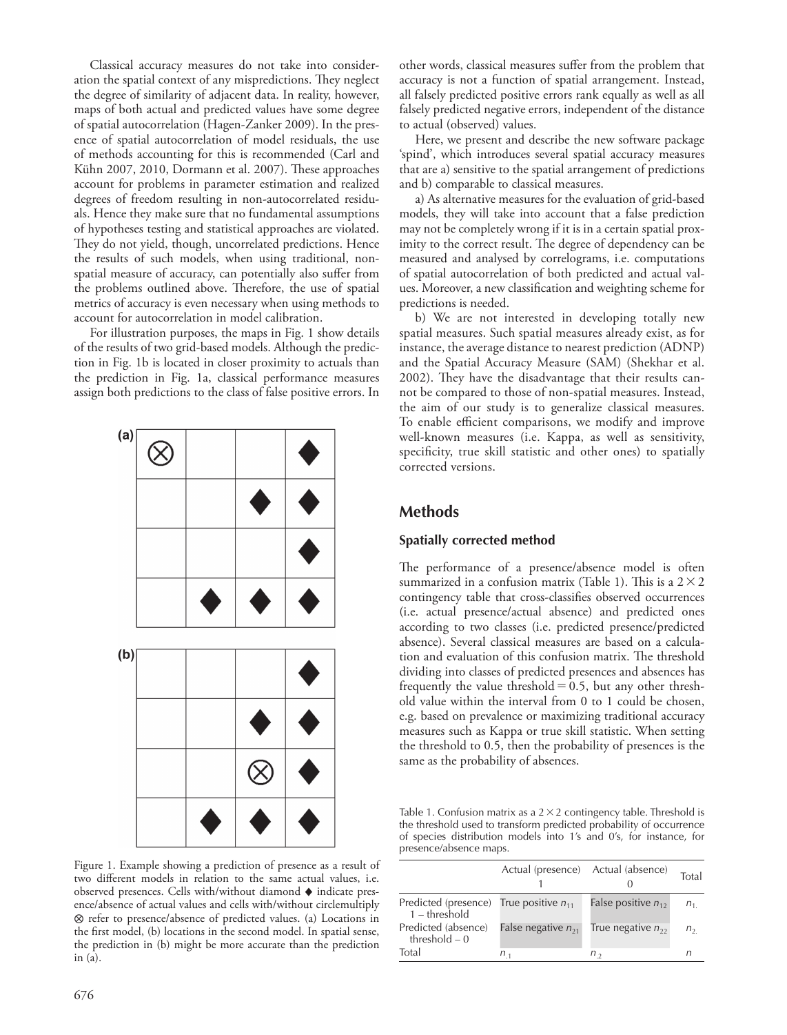Classical accuracy measures do not take into consideration the spatial context of any mispredictions. They neglect the degree of similarity of adjacent data. In reality, however, maps of both actual and predicted values have some degree of spatial autocorrelation (Hagen-Zanker 2009). In the presence of spatial autocorrelation of model residuals, the use of methods accounting for this is recommended (Carl and Kühn 2007, 2010, Dormann et al. 2007). These approaches account for problems in parameter estimation and realized degrees of freedom resulting in non-autocorrelated residuals. Hence they make sure that no fundamental assumptions of hypotheses testing and statistical approaches are violated. They do not yield, though, uncorrelated predictions. Hence the results of such models, when using traditional, non-spatial measure of accuracy, can potentially also suffer from the problems outlined above. Therefore, the use of spatial metrics of accuracy is even necessary when using methods to account for autocorrelation in model calibration.

For illustration purposes, the maps in Fig. 1 show details of the results of two grid-based models. Although the prediction in Fig. 1b is located in closer proximity to actuals than the prediction in Fig. 1a, classical performance measures assign both predictions to the class of false positive errors. In other words, classical measures suffer from the problem that accuracy is not a function of spatial arrangement. Instead, all falsely predicted positive errors rank equally as well as all falsely predicted negative errors, independent of the distance to actual (observed) values.

Figure 1. Example showing a prediction of presence as a result of two different models in relation to the same actual values, i.e. observed presences. Cells with/without diamond ♦ indicate presence/absence of actual values and cells with/without circlemultiply ⊗ refer to presence/absence of predicted values. (a) Locations in the first model, (b) locations in the second model. In spatial sense, the prediction in (b) might be more accurate than the prediction in (a).

Here, we present and describe the new software package 'spind', which introduces several spatial accuracy measures that are a) sensitive to the spatial arrangement of predictions and b) comparable to classical measures.

a) As alternative measures for the evaluation of grid-based models, they will take into account that a false prediction may not be completely wrong if it is in a certain spatial proximity to the correct result. The degree of dependency can be measured and analysed by correlograms, i.e. computations of spatial autocorrelation of both predicted and actual values. Moreover, a new classification and weighting scheme for predictions is needed.

b) We are not interested in developing totally new spatial measures. Such spatial measures already exist, as for instance, the average distance to nearest prediction (ADNP) and the Spatial Accuracy Measure (SAM) (Shekhar et al. 2002). They have the disadvantage that their results cannot be compared to those of non-spatial measures. Instead, the aim of our study is to generalize classical measures. To enable efficient comparisons, we modify and improve well-known measures (i.e. Kappa, as well as sensitivity, specificity, true skill statistic and other ones) to spatially corrected versions.

## Methods

### Spatially corrected method

The performance of a presence/absence model is often summarized in a confusion matrix (Table 1). This is a $2 \times 2$ contingency table that cross-classifies observed occurrences (i.e. actual presence/actual absence) and predicted ones according to two classes (i.e. predicted presence/predicted absence). Several classical measures are based on a calculation and evaluation of this confusion matrix. The threshold dividing into classes of predicted presences and absences has frequently the value threshold $= 0.5$, but any other threshold value within the interval from 0 to 1 could be chosen, e.g. based on prevalence or maximizing traditional accuracy measures such as Kappa or true skill statistic. When setting the threshold to 0.5, then the probability of presences is the same as the probability of absences.

Table 1. Confusion matrix as a $2 \times 2$ contingency table. Threshold is the threshold used to transform predicted probability of occurrence of species distribution models into 1's and 0's, for instance, for presence/absence maps.

| | Actual (presence) 1 | Actual (absence) 0 | Total |
|---|---|---|---|
| Predicted (presence) 1 – threshold | True positive $n_{11}$ | False positive $n_{12}$ | $n_{1.}$ |
| Predicted (absence) threshold – 0 | False negative $n_{21}$ | True negative $n_{22}$ | $n_{2.}$ |
| Total | $n_{.1}$ | $n_{.2}$ | $n$ |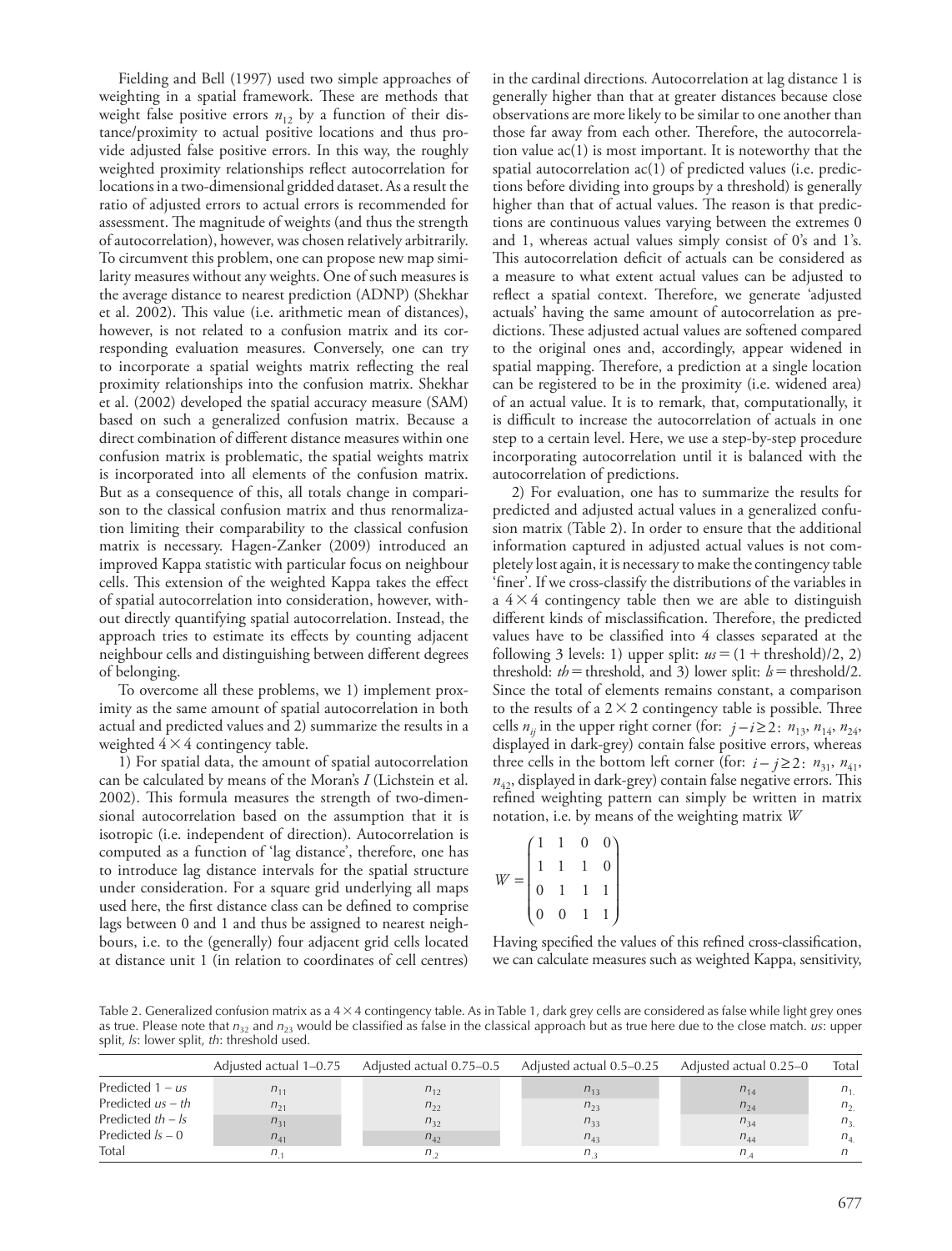Fielding and Bell (1997) used two simple approaches of weighting in a spatial framework. These are methods that weight false positive errors $n_{12}$ by a function of their distance/proximity to actual positive locations and thus provide adjusted false positive errors. In this way, the roughly weighted proximity relationships reflect autocorrelation for locations in a two-dimensional gridded dataset. As a result the ratio of adjusted errors to actual errors is recommended for assessment. The magnitude of weights (and thus the strength of autocorrelation), however, was chosen relatively arbitrarily. To circumvent this problem, one can propose new map similarity measures without any weights. One of such measures is the average distance to nearest prediction (ADNP) (Shekhar et al. 2002). This value (i.e. arithmetic mean of distances), however, is not related to a confusion matrix and its corresponding evaluation measures. Conversely, one can try to incorporate a spatial weights matrix reflecting the real proximity relationships into the confusion matrix. Shekhar et al. (2002) developed the spatial accuracy measure (SAM) based on such a generalized confusion matrix. Because a direct combination of different distance measures within one confusion matrix is problematic, the spatial weights matrix is incorporated into all elements of the confusion matrix. But as a consequence of this, all totals change in comparison to the classical confusion matrix and thus renormalization limiting their comparability to the classical confusion matrix is necessary. Hagen-Zanker (2009) introduced an improved Kappa statistic with particular focus on neighbour cells. This extension of the weighted Kappa takes the effect of spatial autocorrelation into consideration, however, without directly quantifying spatial autocorrelation. Instead, the approach tries to estimate its effects by counting adjacent neighbour cells and distinguishing between different degrees of belonging.

To overcome all these problems, we 1) implement proximity as the same amount of spatial autocorrelation in both actual and predicted values and 2) summarize the results in a weighted $4 \times 4$ contingency table.

1) For spatial data, the amount of spatial autocorrelation can be calculated by means of the Moran's $I$ (Lichstein et al. 2002). This formula measures the strength of two-dimensional autocorrelation based on the assumption that it is isotropic (i.e. independent of direction). Autocorrelation is computed as a function of 'lag distance', therefore, one has to introduce lag distance intervals for the spatial structure under consideration. For a square grid underlying all maps used here, the first distance class can be defined to comprise lags between 0 and 1 and thus be assigned to nearest neighbours, i.e. to the (generally) four adjacent grid cells located at distance unit 1 (in relation to coordinates of cell centres) in the cardinal directions. Autocorrelation at lag distance 1 is generally higher than that at greater distances because close observations are more likely to be similar to one another than those far away from each other. Therefore, the autocorrelation value ac(1) is most important. It is noteworthy that the spatial autocorrelation ac(1) of predicted values (i.e. predictions before dividing into groups by a threshold) is generally higher than that of actual values. The reason is that predictions are continuous values varying between the extremes 0 and 1, whereas actual values simply consist of 0's and 1's. This autocorrelation deficit of actuals can be considered as a measure to what extent actual values can be adjusted to reflect a spatial context. Therefore, we generate 'adjusted actuals' having the same amount of autocorrelation as predictions. These adjusted actual values are softened compared to the original ones and, accordingly, appear widened in spatial mapping. Therefore, a prediction at a single location can be registered to be in the proximity (i.e. widened area) of an actual value. It is to remark, that, computationally, it is difficult to increase the autocorrelation of actuals in one step to a certain level. Here, we use a step-by-step procedure incorporating autocorrelation until it is balanced with the autocorrelation of predictions.

2) For evaluation, one has to summarize the results for predicted and adjusted actual values in a generalized confusion matrix (Table 2). In order to ensure that the additional information captured in adjusted actual values is not completely lost again, it is necessary to make the contingency table 'finer'. If we cross-classify the distributions of the variables in a $4 \times 4$ contingency table then we are able to distinguish different kinds of misclassification. Therefore, the predicted values have to be classified into 4 classes separated at the following 3 levels: 1) upper split: $us = (1 + \text{threshold})/2$, 2) threshold: $th = \text{threshold}$, and 3) lower split: $ls = \text{threshold}/2$. Since the total of elements remains constant, a comparison to the results of a $2 \times 2$ contingency table is possible. Three cells $n_{ij}$ in the upper right corner (for: $j - i \geq 2$: $n_{13}$, $n_{14}$, $n_{24}$, displayed in dark-grey) contain false positive errors, whereas three cells in the bottom left corner (for: $i - j \geq 2$: $n_{31}$, $n_{41}$, $n_{42}$, displayed in dark-grey) contain false negative errors. This refined weighting pattern can simply be written in matrix notation, i.e. by means of the weighting matrix $W$

$$W = \begin{pmatrix} 1 & 1 & 0 & 0 \\ 1 & 1 & 1 & 0 \\ 0 & 1 & 1 & 1 \\ 0 & 0 & 1 & 1 \end{pmatrix}$$

Having specified the values of this refined cross-classification, we can calculate measures such as weighted Kappa, sensitivity,

Table 2. Generalized confusion matrix as a $4 \times 4$ contingency table. As in Table 1, dark grey cells are considered as false while light grey ones as true. Please note that $n_{32}$ and $n_{23}$ would be classified as false in the classical approach but as true here due to the close match. *us*: upper split, *ls*: lower split, *th*: threshold used.

| | Adjusted actual 1–0.75 | Adjusted actual 0.75–0.5 | Adjusted actual 0.5–0.25 | Adjusted actual 0.25–0 | Total |
|---|---|---|---|---|---|
| Predicted 1 – *us* | $n_{11}$ | $n_{12}$ | $n_{13}$ | $n_{14}$ | $n_{1.}$ |
| Predicted *us* – *th* | $n_{21}$ | $n_{22}$ | $n_{23}$ | $n_{24}$ | $n_{2.}$ |
| Predicted *th* – *ls* | $n_{31}$ | $n_{32}$ | $n_{33}$ | $n_{34}$ | $n_{3.}$ |
| Predicted *ls* – 0 | $n_{41}$ | $n_{42}$ | $n_{43}$ | $n_{44}$ | $n_{4.}$ |
| Total | $n_{.1}$ | $n_{.2}$ | $n_{.3}$ | $n_{.4}$ | $n$ |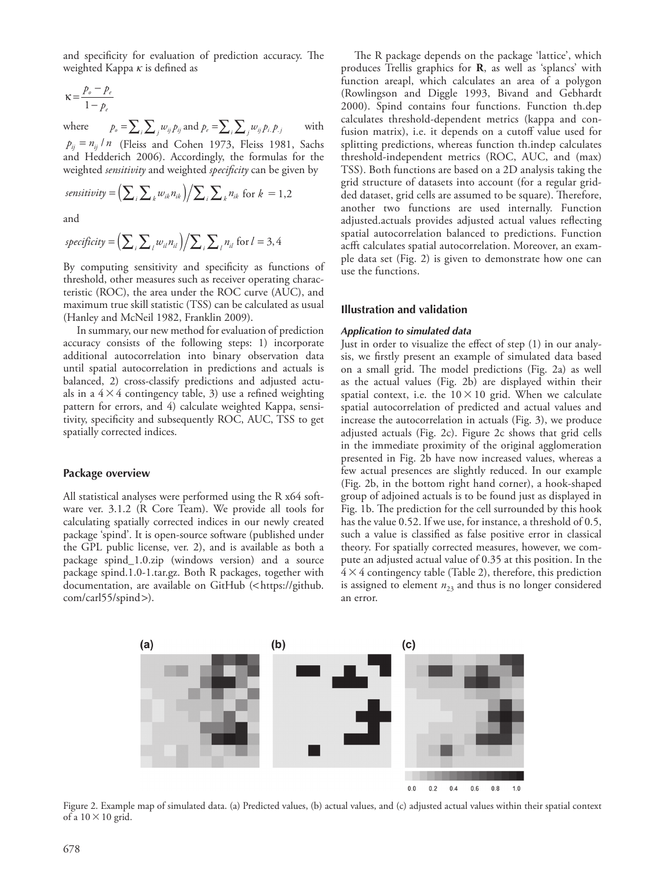and specificity for evaluation of prediction accuracy. The weighted Kappa $\kappa$ is defined as

$$\kappa = \frac{p_o - p_e}{1 - p_e}$$

where $p_o = \sum_i \sum_j w_{ij} p_{ij}$ and $p_e = \sum_i \sum_j w_{ij} p_{i.} p_{.j}$ with $p_{ij} = n_{ij} / n$ (Fleiss and Cohen 1973, Fleiss 1981, Sachs and Hedderich 2006). Accordingly, the formulas for the weighted *sensitivity* and weighted *specificity* can be given by

$$sensitivity = \left( \sum_i \sum_k w_{ik} n_{ik} \right) / \sum_i \sum_k n_{ik} \text{ for } k = 1,2$$

and

$$specificity = \left( \sum_i \sum_l w_{il} n_{il} \right) / \sum_i \sum_l n_{il} \text{ for } l = 3,4$$

By computing sensitivity and specificity as functions of threshold, other measures such as receiver operating characteristic (ROC), the area under the ROC curve (AUC), and maximum true skill statistic (TSS) can be calculated as usual (Hanley and McNeil 1982, Franklin 2009).

In summary, our new method for evaluation of prediction accuracy consists of the following steps: 1) incorporate additional autocorrelation into binary observation data until spatial autocorrelation in predictions and actuals is balanced, 2) cross-classify predictions and adjusted actuals in a $4 \times 4$ contingency table, 3) use a refined weighting pattern for errors, and 4) calculate weighted Kappa, sensitivity, specificity and subsequently ROC, AUC, TSS to get spatially corrected indices.

## Package overview

All statistical analyses were performed using the R x64 software ver. 3.1.2 (R Core Team). We provide all tools for calculating spatially corrected indices in our newly created package 'spind'. It is open-source software (published under the GPL public license, ver. 2), and is available as both a package spind_1.0.zip (windows version) and a source package spind.1.0-1.tar.gz. Both R packages, together with documentation, are available on GitHub (<https://github.com/carl55/spind>).

The R package depends on the package 'lattice', which produces Trellis graphics for **R**, as well as 'splancs' with function areapl, which calculates an area of a polygon (Rowlingson and Diggle 1993, Bivand and Gebhardt 2000). Spind contains four functions. Function th.dep calculates threshold-dependent metrics (kappa and confusion matrix), i.e. it depends on a cutoff value used for splitting predictions, whereas function th.indep calculates threshold-independent metrics (ROC, AUC, and (max) TSS). Both functions are based on a 2D analysis taking the grid structure of datasets into account (for a regular gridded dataset, grid cells are assumed to be square). Therefore, another two functions are used internally. Function adjusted.actuals provides adjusted actual values reflecting spatial autocorrelation balanced to predictions. Function acfft calculates spatial autocorrelation. Moreover, an example data set (Fig. 2) is given to demonstrate how one can use the functions.

## Illustration and validation

### *Application to simulated data*

Just in order to visualize the effect of step (1) in our analysis, we firstly present an example of simulated data based on a small grid. The model predictions (Fig. 2a) as well as the actual values (Fig. 2b) are displayed within their spatial context, i.e. the $10 \times 10$ grid. When we calculate spatial autocorrelation of predicted and actual values and increase the autocorrelation in actuals (Fig. 3), we produce adjusted actuals (Fig. 2c). Figure 2c shows that grid cells in the immediate proximity of the original agglomeration presented in Fig. 2b have now increased values, whereas a few actual presences are slightly reduced. In our example (Fig. 2b, in the bottom right hand corner), a hook-shaped group of adjoined actuals is to be found just as displayed in Fig. 1b. The prediction for the cell surrounded by this hook has the value 0.52. If we use, for instance, a threshold of 0.5, such a value is classified as false positive error in classical theory. For spatially corrected measures, however, we compute an adjusted actual value of 0.35 at this position. In the $4 \times 4$ contingency table (Table 2), therefore, this prediction is assigned to element $n_{23}$ and thus is no longer considered an error.

Figure 2. Example map of simulated data. (a) Predicted values, (b) actual values, and (c) adjusted actual values within their spatial context of a $10 \times 10$ grid.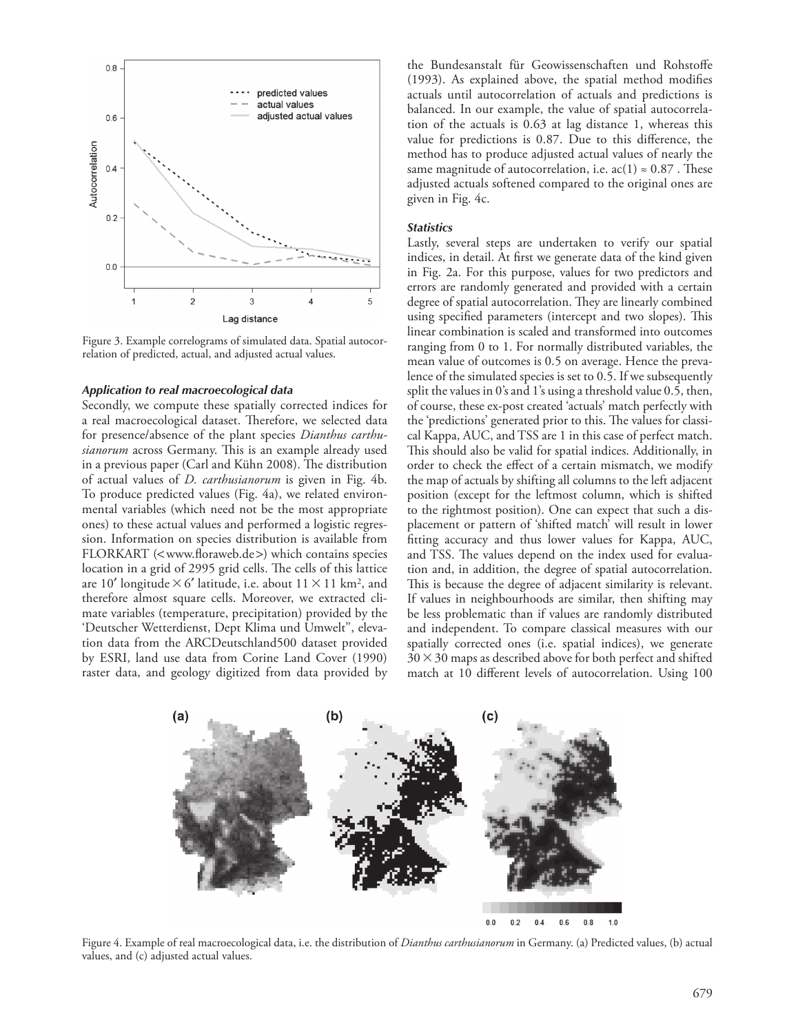Figure 3. Example correlograms of simulated data. Spatial autocorrelation of predicted, actual, and adjusted actual values.

### *Application to real macroecological data*

Secondly, we compute these spatially corrected indices for a real macroecological dataset. Therefore, we selected data for presence/absence of the plant species *Dianthus carthusianorum* across Germany. This is an example already used in a previous paper (Carl and Kühn 2008). The distribution of actual values of *D. carthusianorum* is given in Fig. 4b. To produce predicted values (Fig. 4a), we related environmental variables (which need not be the most appropriate ones) to these actual values and performed a logistic regression. Information on species distribution is available from FLORKART (<www.floraweb.de>) which contains species location in a grid of 2995 grid cells. The cells of this lattice are 10′ longitude × 6′ latitude, i.e. about 11 × 11 km², and therefore almost square cells. Moreover, we extracted climate variables (temperature, precipitation) provided by the 'Deutscher Wetterdienst, Dept Klima und Umwelt", elevation data from the ARCDeutschland500 dataset provided by ESRI, land use data from Corine Land Cover (1990) raster data, and geology digitized from data provided by the Bundesanstalt für Geowissenschaften und Rohstoffe (1993). As explained above, the spatial method modifies actuals until autocorrelation of actuals and predictions is balanced. In our example, the value of spatial autocorrelation of the actuals is 0.63 at lag distance 1, whereas this value for predictions is 0.87. Due to this difference, the method has to produce adjusted actual values of nearly the same magnitude of autocorrelation, i.e. $ac(1) \approx 0.87$ . These adjusted actuals softened compared to the original ones are given in Fig. 4c.

### *Statistics*

Lastly, several steps are undertaken to verify our spatial indices, in detail. At first we generate data of the kind given in Fig. 2a. For this purpose, values for two predictors and errors are randomly generated and provided with a certain degree of spatial autocorrelation. They are linearly combined using specified parameters (intercept and two slopes). This linear combination is scaled and transformed into outcomes ranging from 0 to 1. For normally distributed variables, the mean value of outcomes is 0.5 on average. Hence the prevalence of the simulated species is set to 0.5. If we subsequently split the values in 0's and 1's using a threshold value 0.5, then, of course, these ex-post created 'actuals' match perfectly with the 'predictions' generated prior to this. The values for classical Kappa, AUC, and TSS are 1 in this case of perfect match. This should also be valid for spatial indices. Additionally, in order to check the effect of a certain mismatch, we modify the map of actuals by shifting all columns to the left adjacent position (except for the leftmost column, which is shifted to the rightmost position). One can expect that such a displacement or pattern of 'shifted match' will result in lower fitting accuracy and thus lower values for Kappa, AUC, and TSS. The values depend on the index used for evaluation and, in addition, the degree of spatial autocorrelation. This is because the degree of adjacent similarity is relevant. If values in neighbourhoods are similar, then shifting may be less problematic than if values are randomly distributed and independent. To compare classical measures with our spatially corrected ones (i.e. spatial indices), we generate 30 × 30 maps as described above for both perfect and shifted match at 10 different levels of autocorrelation. Using 100

Figure 4. Example of real macroecological data, i.e. the distribution of *Dianthus carthusianorum* in Germany. (a) Predicted values, (b) actual values, and (c) adjusted actual values.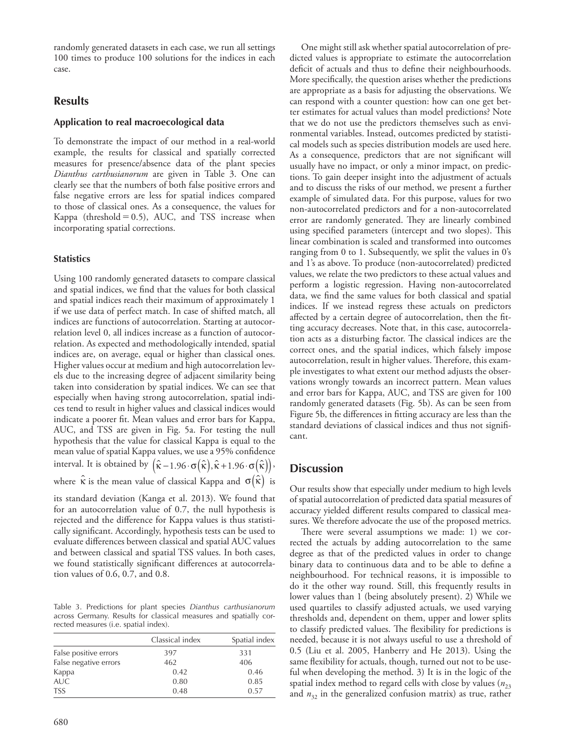randomly generated datasets in each case, we run all settings 100 times to produce 100 solutions for the indices in each case.

## Results

### Application to real macroecological data

To demonstrate the impact of our method in a real-world example, the results for classical and spatially corrected measures for presence/absence data of the plant species *Dianthus carthusianorum* are given in Table 3. One can clearly see that the numbers of both false positive errors and false negative errors are less for spatial indices compared to those of classical ones. As a consequence, the values for Kappa (threshold = 0.5), AUC, and TSS increase when incorporating spatial corrections.

### Statistics

Using 100 randomly generated datasets to compare classical and spatial indices, we find that the values for both classical and spatial indices reach their maximum of approximately 1 if we use data of perfect match. In case of shifted match, all indices are functions of autocorrelation. Starting at autocorrelation level 0, all indices increase as a function of autocorrelation. As expected and methodologically intended, spatial indices are, on average, equal or higher than classical ones. Higher values occur at medium and high autocorrelation levels due to the increasing degree of adjacent similarity being taken into consideration by spatial indices. We can see that especially when having strong autocorrelation, spatial indices tend to result in higher values and classical indices would indicate a poorer fit. Mean values and error bars for Kappa, AUC, and TSS are given in Fig. 5a. For testing the null hypothesis that the value for classical Kappa is equal to the mean value of spatial Kappa values, we use a 95% confidence interval. It is obtained by $\left(\hat{\kappa}-1.96\cdot\sigma\left(\hat{\kappa}\right),\hat{\kappa}+1.96\cdot\sigma\left(\hat{\kappa}\right)\right)$, where $\hat{\kappa}$ is the mean value of classical Kappa and $\sigma\left(\hat{\kappa}\right)$ is its standard deviation (Kanga et al. 2013). We found that for an autocorrelation value of 0.7, the null hypothesis is rejected and the difference for Kappa values is thus statistically significant. Accordingly, hypothesis tests can be used to evaluate differences between classical and spatial AUC values and between classical and spatial TSS values. In both cases, we found statistically significant differences at autocorrelation values of 0.6, 0.7, and 0.8.

Table 3. Predictions for plant species *Dianthus carthusianorum* across Germany. Results for classical measures and spatially corrected measures (i.e. spatial index).

| | Classical index | Spatial index |
|---|---|---|
| False positive errors | 397 | 331 |
| False negative errors | 462 | 406 |
| Kappa | 0.42 | 0.46 |
| AUC | 0.80 | 0.85 |
| TSS | 0.48 | 0.57 |

One might still ask whether spatial autocorrelation of predicted values is appropriate to estimate the autocorrelation deficit of actuals and thus to define their neighbourhoods. More specifically, the question arises whether the predictions are appropriate as a basis for adjusting the observations. We can respond with a counter question: how can one get better estimates for actual values than model predictions? Note that we do not use the predictors themselves such as environmental variables. Instead, outcomes predicted by statistical models such as species distribution models are used here. As a consequence, predictors that are not significant will usually have no impact, or only a minor impact, on predictions. To gain deeper insight into the adjustment of actuals and to discuss the risks of our method, we present a further example of simulated data. For this purpose, values for two non-autocorrelated predictors and for a non-autocorrelated error are randomly generated. They are linearly combined using specified parameters (intercept and two slopes). This linear combination is scaled and transformed into outcomes ranging from 0 to 1. Subsequently, we split the values in 0's and 1's as above. To produce (non-autocorrelated) predicted values, we relate the two predictors to these actual values and perform a logistic regression. Having non-autocorrelated data, we find the same values for both classical and spatial indices. If we instead regress these actuals on predictors affected by a certain degree of autocorrelation, then the fitting accuracy decreases. Note that, in this case, autocorrelation acts as a disturbing factor. The classical indices are the correct ones, and the spatial indices, which falsely impose autocorrelation, result in higher values. Therefore, this example investigates to what extent our method adjusts the observations wrongly towards an incorrect pattern. Mean values and error bars for Kappa, AUC, and TSS are given for 100 randomly generated datasets (Fig. 5b). As can be seen from Figure 5b, the differences in fitting accuracy are less than the standard deviations of classical indices and thus not significant.

## Discussion

Our results show that especially under medium to high levels of spatial autocorrelation of predicted data spatial measures of accuracy yielded different results compared to classical measures. We therefore advocate the use of the proposed metrics.

There were several assumptions we made: 1) we corrected the actuals by adding autocorrelation to the same degree as that of the predicted values in order to change binary data to continuous data and to be able to define a neighbourhood. For technical reasons, it is impossible to do it the other way round. Still, this frequently results in lower values than 1 (being absolutely present). 2) While we used quartiles to classify adjusted actuals, we used varying thresholds and, dependent on them, upper and lower splits to classify predicted values. The flexibility for predictions is needed, because it is not always useful to use a threshold of 0.5 (Liu et al. 2005, Hanberry and He 2013). Using the same flexibility for actuals, though, turned out not to be useful when developing the method. 3) It is in the logic of the spatial index method to regard cells with close by values ($n_{23}$ and $n_{32}$ in the generalized confusion matrix) as true, rather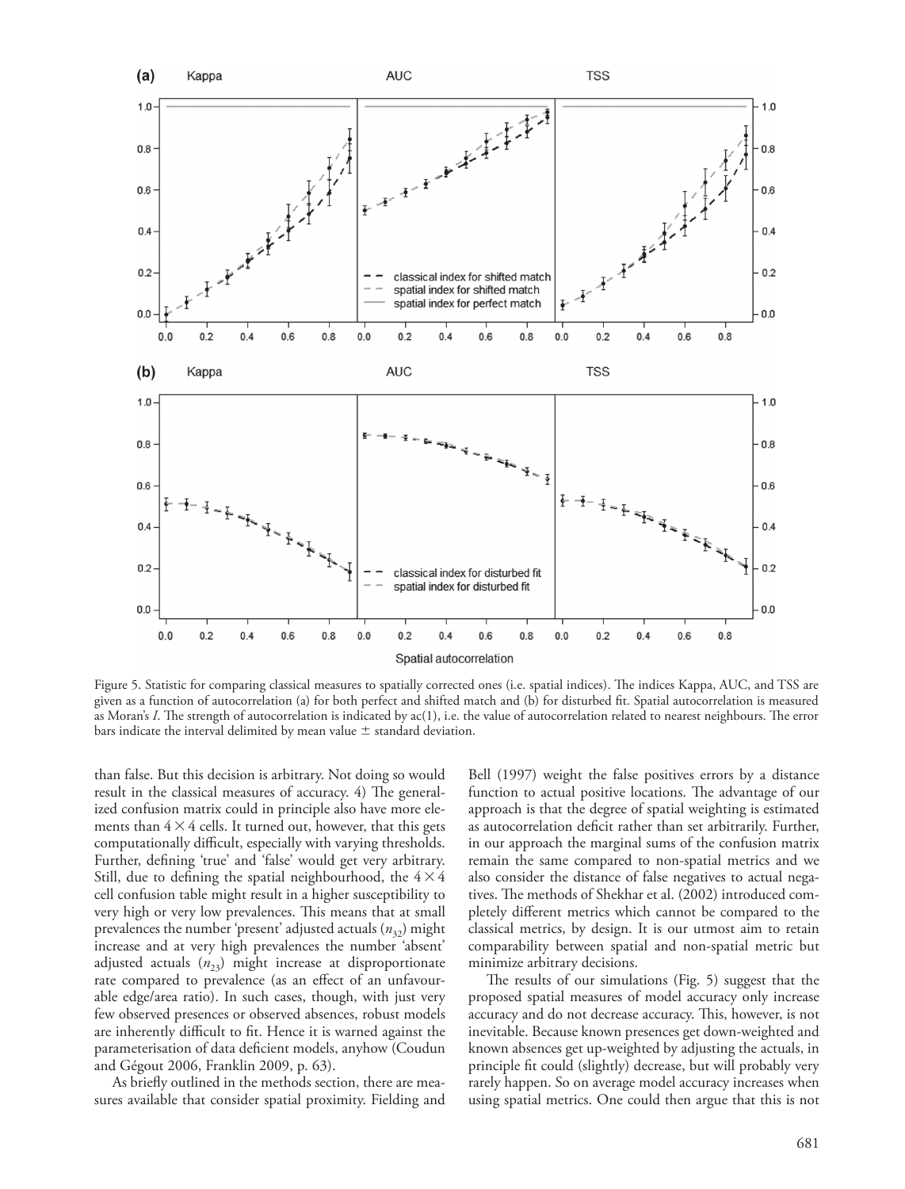Figure 5. Statistic for comparing classical measures to spatially corrected ones (i.e. spatial indices). The indices Kappa, AUC, and TSS are given as a function of autocorrelation (a) for both perfect and shifted match and (b) for disturbed fit. Spatial autocorrelation is measured as Moran's *I*. The strength of autocorrelation is indicated by ac(1), i.e. the value of autocorrelation related to nearest neighbours. The error bars indicate the interval delimited by mean value ± standard deviation.

than false. But this decision is arbitrary. Not doing so would result in the classical measures of accuracy. 4) The generalized confusion matrix could in principle also have more elements than $4 \times 4$ cells. It turned out, however, that this gets computationally difficult, especially with varying thresholds. Further, defining 'true' and 'false' would get very arbitrary. Still, due to defining the spatial neighbourhood, the $4 \times 4$ cell confusion table might result in a higher susceptibility to very high or very low prevalences. This means that at small prevalences the number 'present' adjusted actuals ($n_{32}$) might increase and at very high prevalences the number 'absent' adjusted actuals ($n_{23}$) might increase at disproportionate rate compared to prevalence (as an effect of an unfavourable edge/area ratio). In such cases, though, with just very few observed presences or observed absences, robust models are inherently difficult to fit. Hence it is warned against the parameterisation of data deficient models, anyhow (Coudun and Gégout 2006, Franklin 2009, p. 63).

As briefly outlined in the methods section, there are measures available that consider spatial proximity. Fielding and Bell (1997) weight the false positives errors by a distance function to actual positive locations. The advantage of our approach is that the degree of spatial weighting is estimated as autocorrelation deficit rather than set arbitrarily. Further, in our approach the marginal sums of the confusion matrix remain the same compared to non-spatial metrics and we also consider the distance of false negatives to actual negatives. The methods of Shekhar et al. (2002) introduced completely different metrics which cannot be compared to the classical metrics, by design. It is our utmost aim to retain comparability between spatial and non-spatial metric but minimize arbitrary decisions.

The results of our simulations (Fig. 5) suggest that the proposed spatial measures of model accuracy only increase accuracy and do not decrease accuracy. This, however, is not inevitable. Because known presences get down-weighted and known absences get up-weighted by adjusting the actuals, in principle fit could (slightly) decrease, but will probably very rarely happen. So on average model accuracy increases when using spatial metrics. One could then argue that this is not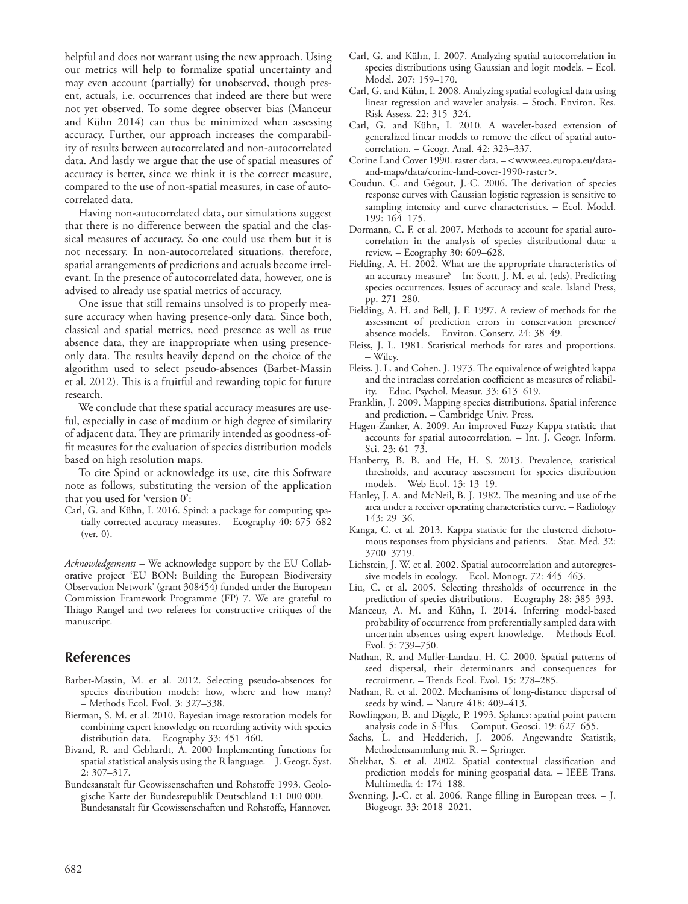helpful and does not warrant using the new approach. Using our metrics will help to formalize spatial uncertainty and may even account (partially) for unobserved, though present, actuals, i.e. occurrences that indeed are there but were not yet observed. To some degree observer bias (Manceur and Kühn 2014) can thus be minimized when assessing accuracy. Further, our approach increases the comparability of results between autocorrelated and non-autocorrelated data. And lastly we argue that the use of spatial measures of accuracy is better, since we think it is the correct measure, compared to the use of non-spatial measures, in case of autocorrelated data.

Having non-autocorrelated data, our simulations suggest that there is no difference between the spatial and the classical measures of accuracy. So one could use them but it is not necessary. In non-autocorrelated situations, therefore, spatial arrangements of predictions and actuals become irrelevant. In the presence of autocorrelated data, however, one is advised to already use spatial metrics of accuracy.

One issue that still remains unsolved is to properly measure accuracy when having presence-only data. Since both, classical and spatial metrics, need presence as well as true absence data, they are inappropriate when using presence-only data. The results heavily depend on the choice of the algorithm used to select pseudo-absences (Barbet-Massin et al. 2012). This is a fruitful and rewarding topic for future research.

We conclude that these spatial accuracy measures are useful, especially in case of medium or high degree of similarity of adjacent data. They are primarily intended as goodness-of-fit measures for the evaluation of species distribution models based on high resolution maps.

To cite Spind or acknowledge its use, cite this Software note as follows, substituting the version of the application that you used for 'version 0':

Carl, G. and Kühn, I. 2016. Spind: a package for computing spatially corrected accuracy measures. – Ecography 40: 675–682 (ver. 0).

*Acknowledgements* – We acknowledge support by the EU Collaborative project 'EU BON: Building the European Biodiversity Observation Network' (grant 308454) funded under the European Commission Framework Programme (FP) 7. We are grateful to Thiago Rangel and two referees for constructive critiques of the manuscript.

## References

Barbet-Massin, M. et al. 2012. Selecting pseudo-absences for species distribution models: how, where and how many? – Methods Ecol. Evol. 3: 327–338.

Bierman, S. M. et al. 2010. Bayesian image restoration models for combining expert knowledge on recording activity with species distribution data. – Ecography 33: 451–460.

Bivand, R. and Gebhardt, A. 2000 Implementing functions for spatial statistical analysis using the R language. – J. Geogr. Syst. 2: 307–317.

Bundesanstalt für Geowissenschaften und Rohstoffe 1993. Geologische Karte der Bundesrepublik Deutschland 1:1 000 000. – Bundesanstalt für Geowissenschaften und Rohstoffe, Hannover.

Carl, G. and Kühn, I. 2007. Analyzing spatial autocorrelation in species distributions using Gaussian and logit models. – Ecol. Model. 207: 159–170.

Carl, G. and Kühn, I. 2008. Analyzing spatial ecological data using linear regression and wavelet analysis. – Stoch. Environ. Res. Risk Assess. 22: 315–324.

Carl, G. and Kühn, I. 2010. A wavelet-based extension of generalized linear models to remove the effect of spatial autocorrelation. – Geogr. Anal. 42: 323–337.

Corine Land Cover 1990. raster data. – <www.eea.europa.eu/data-and-maps/data/corine-land-cover-1990-raster>.

Coudun, C. and Gégout, J.-C. 2006. The derivation of species response curves with Gaussian logistic regression is sensitive to sampling intensity and curve characteristics. – Ecol. Model. 199: 164–175.

Dormann, C. F. et al. 2007. Methods to account for spatial autocorrelation in the analysis of species distributional data: a review. – Ecography 30: 609–628.

Fielding, A. H. 2002. What are the appropriate characteristics of an accuracy measure? – In: Scott, J. M. et al. (eds), Predicting species occurrences. Issues of accuracy and scale. Island Press, pp. 271–280.

Fielding, A. H. and Bell, J. F. 1997. A review of methods for the assessment of prediction errors in conservation presence/absence models. – Environ. Conserv. 24: 38–49.

Fleiss, J. L. 1981. Statistical methods for rates and proportions. – Wiley.

Fleiss, J. L. and Cohen, J. 1973. The equivalence of weighted kappa and the intraclass correlation coefficient as measures of reliability. – Educ. Psychol. Measur. 33: 613–619.

Franklin, J. 2009. Mapping species distributions. Spatial inference and prediction. – Cambridge Univ. Press.

Hagen-Zanker, A. 2009. An improved Fuzzy Kappa statistic that accounts for spatial autocorrelation. – Int. J. Geogr. Inform. Sci. 23: 61–73.

Hanberry, B. B. and He, H. S. 2013. Prevalence, statistical thresholds, and accuracy assessment for species distribution models. – Web Ecol. 13: 13–19.

Hanley, J. A. and McNeil, B. J. 1982. The meaning and use of the area under a receiver operating characteristics curve. – Radiology 143: 29–36.

Kanga, C. et al. 2013. Kappa statistic for the clustered dichotomous responses from physicians and patients. – Stat. Med. 32: 3700–3719.

Lichstein, J. W. et al. 2002. Spatial autocorrelation and autoregressive models in ecology. – Ecol. Monogr. 72: 445–463.

Liu, C. et al. 2005. Selecting thresholds of occurrence in the prediction of species distributions. – Ecography 28: 385–393.

Manceur, A. M. and Kühn, I. 2014. Inferring model-based probability of occurrence from preferentially sampled data with uncertain absences using expert knowledge. – Methods Ecol. Evol. 5: 739–750.

Nathan, R. and Muller-Landau, H. C. 2000. Spatial patterns of seed dispersal, their determinants and consequences for recruitment. – Trends Ecol. Evol. 15: 278–285.

Nathan, R. et al. 2002. Mechanisms of long-distance dispersal of seeds by wind. – Nature 418: 409–413.

Rowlingson, B. and Diggle, P. 1993. Splancs: spatial point pattern analysis code in S-Plus. – Comput. Geosci. 19: 627–655.

Sachs, L. and Hedderich, J. 2006. Angewandte Statistik, Methodensammlung mit R. – Springer.

Shekhar, S. et al. 2002. Spatial contextual classification and prediction models for mining geospatial data. – IEEE Trans. Multimedia 4: 174–188.

Svenning, J.-C. et al. 2006. Range filling in European trees. – J. Biogeogr. 33: 2018–2021.